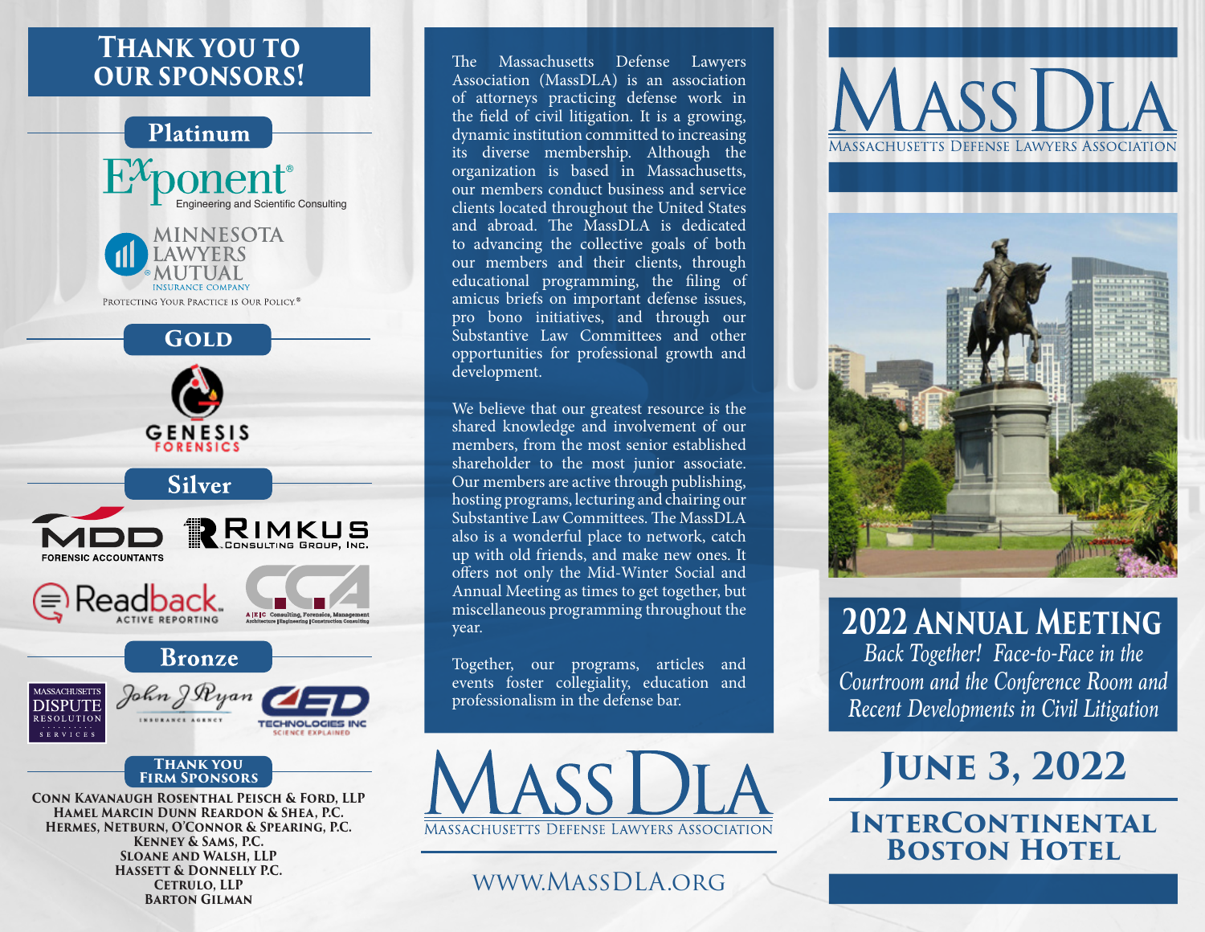# Thank You to Our Sponsors!

## Platinum

Exponent® Engineering and Scientific Consulting

Minnesota Lawyers Mutual Insurance Company — Protecting Your Practice is Our Policy.®

## Gold

Genesis Forensics

## Silver

MDD Forensic Accountants

Rimkus Consulting Group, Inc.

Readback Active Reporting

CCA — AEC Consulting, Forensics, Management, Architecture | Engineering | Construction Consulting

## Bronze

Massachusetts Dispute Resolution Services

John J Ryan Insurance Agency

CED Technologies Inc — Science Explained

## Thank You Firm Sponsors

**Conn Kavanaugh Rosenthal Peisch & Ford, LLP**
**Hamel Marcin Dunn Reardon & Shea, P.C.**
**Hermes, Netburn, O'Connor & Spearing, P.C.**
**Kenney & Sams, P.C.**
**Sloane and Walsh, LLP**
**Hassett & Donnelly P.C.**
**Cetrulo, LLP**
**Barton Gilman**

---

The Massachusetts Defense Lawyers Association (MassDLA) is an association of attorneys practicing defense work in the field of civil litigation. It is a growing, dynamic institution committed to increasing its diverse membership. Although the organization is based in Massachusetts, our members conduct business and service clients located throughout the United States and abroad. The MassDLA is dedicated to advancing the collective goals of both our members and their clients, through educational programming, the filing of amicus briefs on important defense issues, pro bono initiatives, and through our Substantive Law Committees and other opportunities for professional growth and development.

We believe that our greatest resource is the shared knowledge and involvement of our members, from the most senior established shareholder to the most junior associate. Our members are active through publishing, hosting programs, lecturing and chairing our Substantive Law Committees. The MassDLA also is a wonderful place to network, catch up with old friends, and make new ones. It offers not only the Mid-Winter Social and Annual Meeting as times to get together, but miscellaneous programming throughout the year.

Together, our programs, articles and events foster collegiality, education and professionalism in the defense bar.

MassDLA — Massachusetts Defense Lawyers Association

www.MassDLA.org

---

# MassDLA

Massachusetts Defense Lawyers Association

## 2022 Annual Meeting

*Back Together! Face-to-Face in the Courtroom and the Conference Room and Recent Developments in Civil Litigation*

## June 3, 2022

## InterContinental Boston Hotel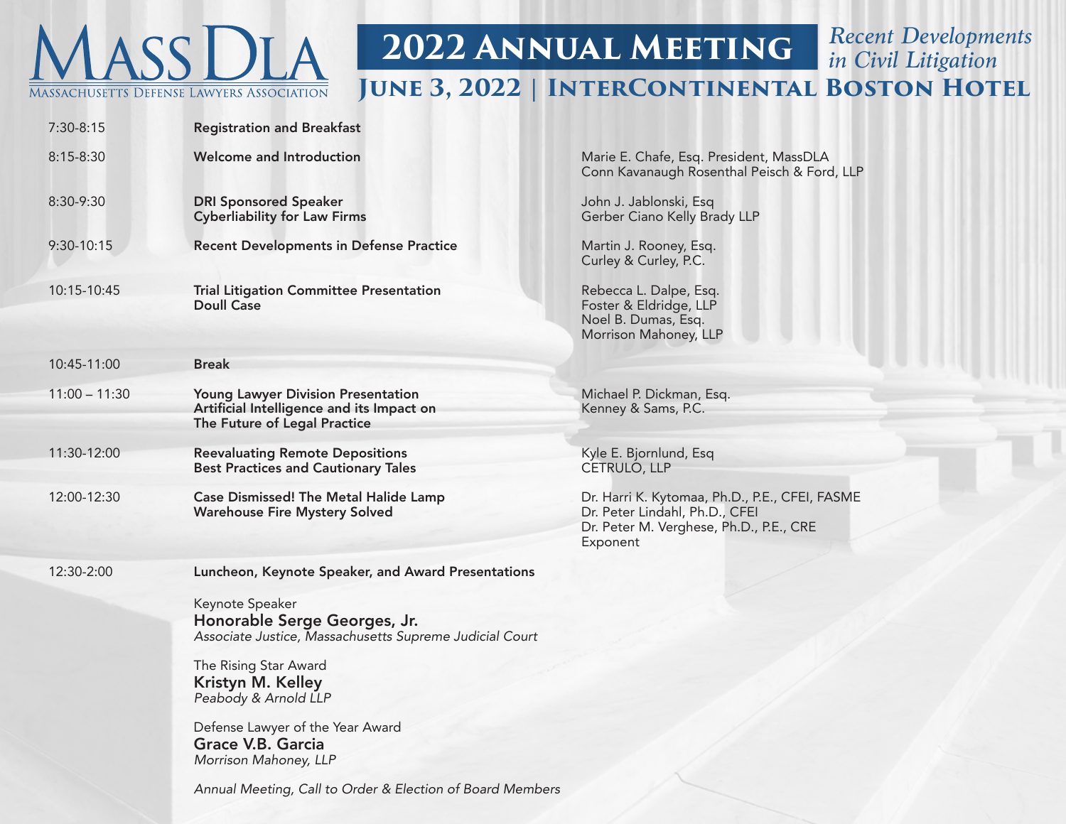# MassDLA

Massachusetts Defense Lawyers Association

# 2022 Annual Meeting

*Recent Developments in Civil Litigation*

## June 3, 2022 | InterContinental Boston Hotel

| | | |
|---|---|---|
| 7:30-8:15 | **Registration and Breakfast** | |
| 8:15-8:30 | **Welcome and Introduction** | Marie E. Chafe, Esq. President, MassDLA<br>Conn Kavanaugh Rosenthal Peisch & Ford, LLP |
| 8:30-9:30 | **DRI Sponsored Speaker**<br>**Cyberliability for Law Firms** | John J. Jablonski, Esq<br>Gerber Ciano Kelly Brady LLP |
| 9:30-10:15 | **Recent Developments in Defense Practice** | Martin J. Rooney, Esq.<br>Curley & Curley, P.C. |
| 10:15-10:45 | **Trial Litigation Committee Presentation**<br>**Doull Case** | Rebecca L. Dalpe, Esq.<br>Foster & Eldridge, LLP<br>Noel B. Dumas, Esq.<br>Morrison Mahoney, LLP |
| 10:45-11:00 | **Break** | |
| 11:00 – 11:30 | **Young Lawyer Division Presentation**<br>**Artificial Intelligence and its Impact on The Future of Legal Practice** | Michael P. Dickman, Esq.<br>Kenney & Sams, P.C. |
| 11:30-12:00 | **Reevaluating Remote Depositions**<br>**Best Practices and Cautionary Tales** | Kyle E. Bjornlund, Esq<br>CETRULO, LLP |
| 12:00-12:30 | **Case Dismissed! The Metal Halide Lamp Warehouse Fire Mystery Solved** | Dr. Harri K. Kytomaa, Ph.D., P.E., CFEI, FASME<br>Dr. Peter Lindahl, Ph.D., CFEI<br>Dr. Peter M. Verghese, Ph.D., P.E., CRE<br>Exponent |
| 12:30-2:00 | **Luncheon, Keynote Speaker, and Award Presentations** | |

Keynote Speaker
**Honorable Serge Georges, Jr.**
*Associate Justice, Massachusetts Supreme Judicial Court*

The Rising Star Award
**Kristyn M. Kelley**
*Peabody & Arnold LLP*

Defense Lawyer of the Year Award
**Grace V.B. Garcia**
*Morrison Mahoney, LLP*

*Annual Meeting, Call to Order & Election of Board Members*